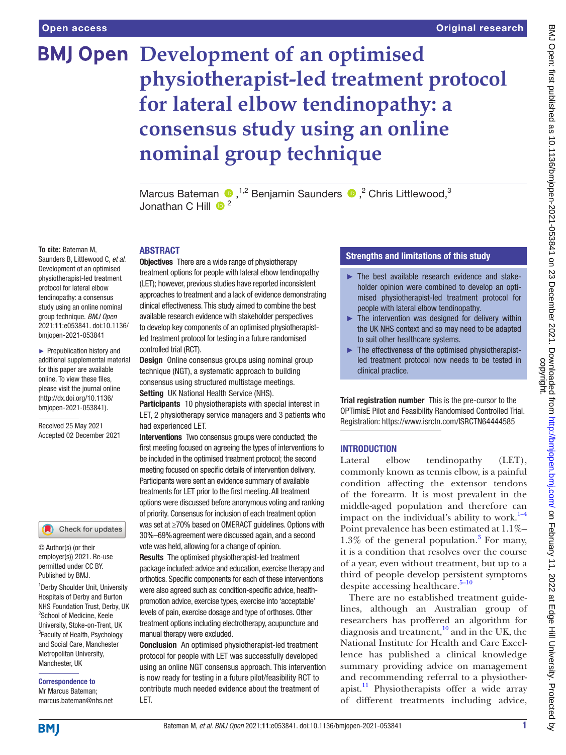Open access

Original research

# Development of an optimised physiotherapist-led treatment protocol for lateral elbow tendinopathy: a consensus study using an online nominal group technique

Marcus Bateman [1,2], Benjamin Saunders [2], Chris Littlewood [3], Jonathan C Hill [2]

**To cite:** Bateman M, Saunders B, Littlewood C, *et al*. Development of an optimised physiotherapist-led treatment protocol for lateral elbow tendinopathy: a consensus study using an online nominal group technique. *BMJ Open* 2021;**11**:e053841. doi:10.1136/bmjopen-2021-053841

► Prepublication history and additional supplemental material for this paper are available online. To view these files, please visit the journal online (http://dx.doi.org/10.1136/bmjopen-2021-053841).

Received 25 May 2021
Accepted 02 December 2021

© Author(s) (or their employer(s)) 2021. Re-use permitted under CC BY. Published by BMJ.

[1]Derby Shoulder Unit, University Hospitals of Derby and Burton NHS Foundation Trust, Derby, UK
[2]School of Medicine, Keele University, Stoke-on-Trent, UK
[3]Faculty of Health, Psychology and Social Care, Manchester Metropolitan University, Manchester, UK

**Correspondence to**
Mr Marcus Bateman; marcus.bateman@nhs.net

## ABSTRACT

**Objectives** There are a wide range of physiotherapy treatment options for people with lateral elbow tendinopathy (LET); however, previous studies have reported inconsistent approaches to treatment and a lack of evidence demonstrating clinical effectiveness. This study aimed to combine the best available research evidence with stakeholder perspectives to develop key components of an optimised physiotherapist-led treatment protocol for testing in a future randomised controlled trial (RCT).

**Design** Online consensus groups using nominal group technique (NGT), a systematic approach to building consensus using structured multistage meetings.

**Setting** UK National Health Service (NHS).

**Participants** 10 physiotherapists with special interest in LET, 2 physiotherapy service managers and 3 patients who had experienced LET.

**Interventions** Two consensus groups were conducted; the first meeting focused on agreeing the types of interventions to be included in the optimised treatment protocol; the second meeting focused on specific details of intervention delivery. Participants were sent an evidence summary of available treatments for LET prior to the first meeting. All treatment options were discussed before anonymous voting and ranking of priority. Consensus for inclusion of each treatment option was set at ≥70% based on OMERACT guidelines. Options with 30%–69% agreement were discussed again, and a second vote was held, allowing for a change of opinion.

**Results** The optimised physiotherapist-led treatment package included: advice and education, exercise therapy and orthotics. Specific components for each of these interventions were also agreed such as: condition-specific advice, health-promotion advice, exercise types, exercise into 'acceptable' levels of pain, exercise dosage and type of orthoses. Other treatment options including electrotherapy, acupuncture and manual therapy were excluded.

**Conclusion** An optimised physiotherapist-led treatment protocol for people with LET was successfully developed using an online NGT consensus approach. This intervention is now ready for testing in a future pilot/feasibility RCT to contribute much needed evidence about the treatment of LET.

### Strengths and limitations of this study

- ► The best available research evidence and stakeholder opinion were combined to develop an optimised physiotherapist-led treatment protocol for people with lateral elbow tendinopathy.
- ► The intervention was designed for delivery within the UK NHS context and so may need to be adapted to suit other healthcare systems.
- ► The effectiveness of the optimised physiotherapist-led treatment protocol now needs to be tested in clinical practice.

**Trial registration number** This is the pre-cursor to the OPTimisE Pilot and Feasibility Randomised Controlled Trial. Registration: https://www.isrctn.com/ISRCTN64444585

## INTRODUCTION

Lateral elbow tendinopathy (LET), commonly known as tennis elbow, is a painful condition affecting the extensor tendons of the forearm. It is most prevalent in the middle-aged population and therefore can impact on the individual's ability to work.[1–4] Point prevalence has been estimated at 1.1%–1.3% of the general population.[3] For many, it is a condition that resolves over the course of a year, even without treatment, but up to a third of people develop persistent symptoms despite accessing healthcare.[5–10]

There are no established treatment guidelines, although an Australian group of researchers has proffered an algorithm for diagnosis and treatment,[10] and in the UK, the National Institute for Health and Care Excellence has published a clinical knowledge summary providing advice on management and recommending referral to a physiotherapist.[11] Physiotherapists offer a wide array of different treatments including advice,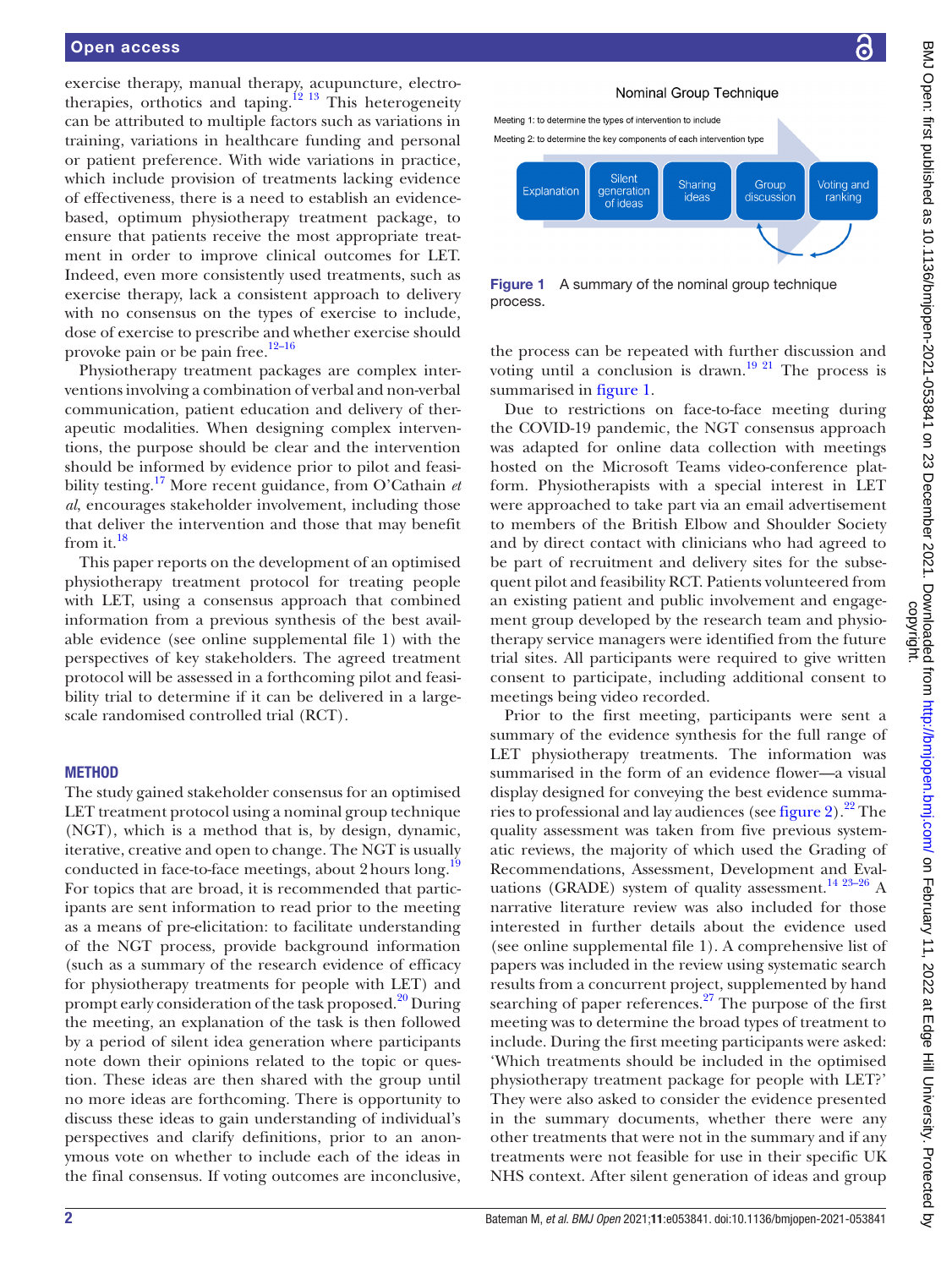exercise therapy, manual therapy, acupuncture, electrotherapies, orthotics and taping.[12 13] This heterogeneity can be attributed to multiple factors such as variations in training, variations in healthcare funding and personal or patient preference. With wide variations in practice, which include provision of treatments lacking evidence of effectiveness, there is a need to establish an evidence-based, optimum physiotherapy treatment package, to ensure that patients receive the most appropriate treatment in order to improve clinical outcomes for LET. Indeed, even more consistently used treatments, such as exercise therapy, lack a consistent approach to delivery with no consensus on the types of exercise to include, dose of exercise to prescribe and whether exercise should provoke pain or be pain free.[12–16]

Physiotherapy treatment packages are complex interventions involving a combination of verbal and non-verbal communication, patient education and delivery of therapeutic modalities. When designing complex interventions, the purpose should be clear and the intervention should be informed by evidence prior to pilot and feasibility testing.[17] More recent guidance, from O'Cathain *et al*, encourages stakeholder involvement, including those that deliver the intervention and those that may benefit from it.[18]

This paper reports on the development of an optimised physiotherapy treatment protocol for treating people with LET, using a consensus approach that combined information from a previous synthesis of the best available evidence (see online supplemental file 1) with the perspectives of key stakeholders. The agreed treatment protocol will be assessed in a forthcoming pilot and feasibility trial to determine if it can be delivered in a large-scale randomised controlled trial (RCT).

## METHOD

The study gained stakeholder consensus for an optimised LET treatment protocol using a nominal group technique (NGT), which is a method that is, by design, dynamic, iterative, creative and open to change. The NGT is usually conducted in face-to-face meetings, about 2 hours long.[19] For topics that are broad, it is recommended that participants are sent information to read prior to the meeting as a means of pre-elicitation: to facilitate understanding of the NGT process, provide background information (such as a summary of the research evidence of efficacy for physiotherapy treatments for people with LET) and prompt early consideration of the task proposed.[20] During the meeting, an explanation of the task is then followed by a period of silent idea generation where participants note down their opinions related to the topic or question. These ideas are then shared with the group until no more ideas are forthcoming. There is opportunity to discuss these ideas to gain understanding of individual's perspectives and clarify definitions, prior to an anonymous vote on whether to include each of the ideas in the final consensus. If voting outcomes are inconclusive, the process can be repeated with further discussion and voting until a conclusion is drawn.[19 21] The process is summarised in figure 1.

Nominal Group Technique

Meeting 1: to determine the types of intervention to include

Meeting 2: to determine the key components of each intervention type

Explanation → Silent generation of ideas → Sharing ideas → Group discussion → Voting and ranking

**Figure 1** A summary of the nominal group technique process.

Due to restrictions on face-to-face meeting during the COVID-19 pandemic, the NGT consensus approach was adapted for online data collection with meetings hosted on the Microsoft Teams video-conference platform. Physiotherapists with a special interest in LET were approached to take part via an email advertisement to members of the British Elbow and Shoulder Society and by direct contact with clinicians who had agreed to be part of recruitment and delivery sites for the subsequent pilot and feasibility RCT. Patients volunteered from an existing patient and public involvement and engagement group developed by the research team and physiotherapy service managers were identified from the future trial sites. All participants were required to give written consent to participate, including additional consent to meetings being video recorded.

Prior to the first meeting, participants were sent a summary of the evidence synthesis for the full range of LET physiotherapy treatments. The information was summarised in the form of an evidence flower—a visual display designed for conveying the best evidence summaries to professional and lay audiences (see figure 2).[22] The quality assessment was taken from five previous systematic reviews, the majority of which used the Grading of Recommendations, Assessment, Development and Evaluations (GRADE) system of quality assessment.[14 23–26] A narrative literature review was also included for those interested in further details about the evidence used (see online supplemental file 1). A comprehensive list of papers was included in the review using systematic search results from a concurrent project, supplemented by hand searching of paper references.[27] The purpose of the first meeting was to determine the broad types of treatment to include. During the first meeting participants were asked: 'Which treatments should be included in the optimised physiotherapy treatment package for people with LET?' They were also asked to consider the evidence presented in the summary documents, whether there were any other treatments that were not in the summary and if any treatments were not feasible for use in their specific UK NHS context. After silent generation of ideas and group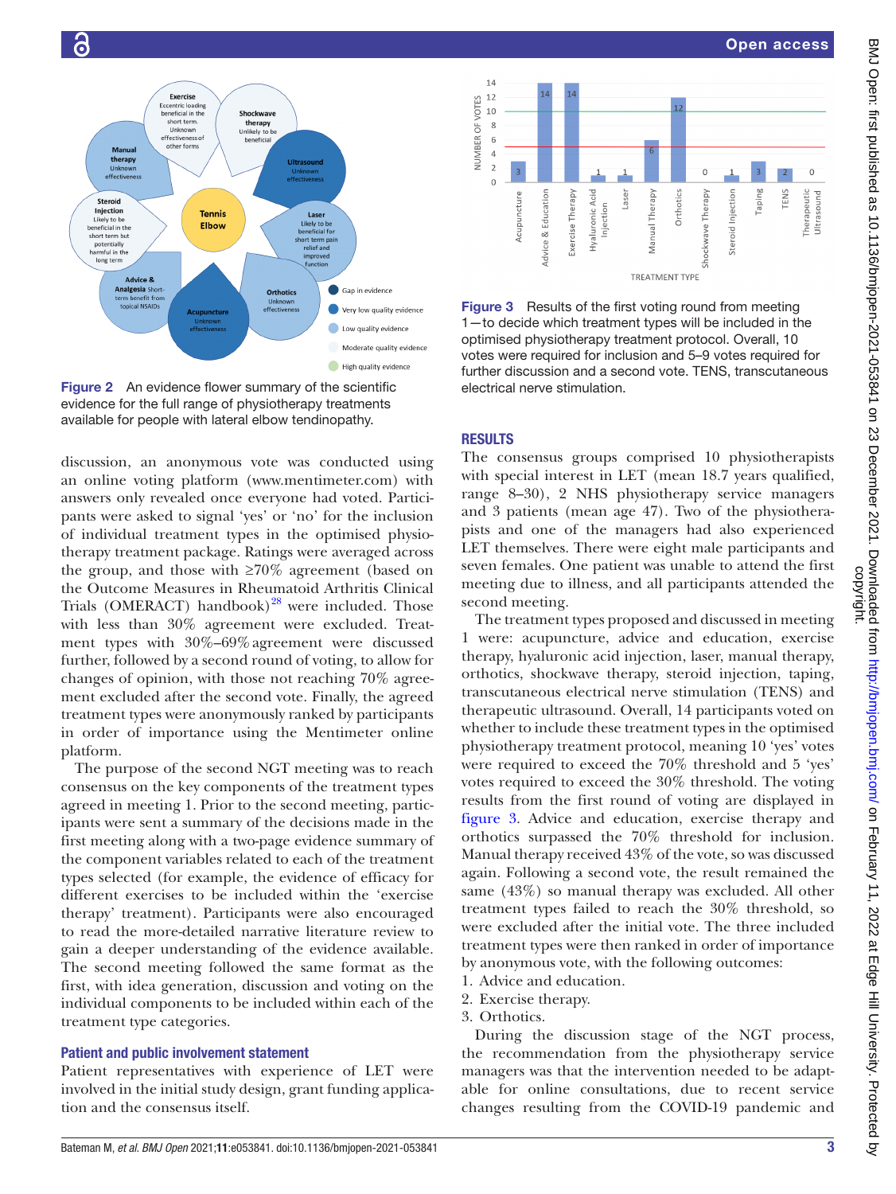Figure 2 An evidence flower summary of the scientific evidence for the full range of physiotherapy treatments available for people with lateral elbow tendinopathy.

Figure 3 Results of the first voting round from meeting 1—to decide which treatment types will be included in the optimised physiotherapy treatment protocol. Overall, 10 votes were required for inclusion and 5–9 votes required for further discussion and a second vote. TENS, transcutaneous electrical nerve stimulation.

discussion, an anonymous vote was conducted using an online voting platform (www.mentimeter.com) with answers only revealed once everyone had voted. Participants were asked to signal 'yes' or 'no' for the inclusion of individual treatment types in the optimised physiotherapy treatment package. Ratings were averaged across the group, and those with ≥70% agreement (based on the Outcome Measures in Rheumatoid Arthritis Clinical Trials (OMERACT) handbook)[28] were included. Those with less than 30% agreement were excluded. Treatment types with 30%–69% agreement were discussed further, followed by a second round of voting, to allow for changes of opinion, with those not reaching 70% agreement excluded after the second vote. Finally, the agreed treatment types were anonymously ranked by participants in order of importance using the Mentimeter online platform.

The purpose of the second NGT meeting was to reach consensus on the key components of the treatment types agreed in meeting 1. Prior to the second meeting, participants were sent a summary of the decisions made in the first meeting along with a two-page evidence summary of the component variables related to each of the treatment types selected (for example, the evidence of efficacy for different exercises to be included within the 'exercise therapy' treatment). Participants were also encouraged to read the more-detailed narrative literature review to gain a deeper understanding of the evidence available. The second meeting followed the same format as the first, with idea generation, discussion and voting on the individual components to be included within each of the treatment type categories.

### Patient and public involvement statement

Patient representatives with experience of LET were involved in the initial study design, grant funding application and the consensus itself.

## RESULTS

The consensus groups comprised 10 physiotherapists with special interest in LET (mean 18.7 years qualified, range 8–30), 2 NHS physiotherapy service managers and 3 patients (mean age 47). Two of the physiotherapists and one of the managers had also experienced LET themselves. There were eight male participants and seven females. One patient was unable to attend the first meeting due to illness, and all participants attended the second meeting.

The treatment types proposed and discussed in meeting 1 were: acupuncture, advice and education, exercise therapy, hyaluronic acid injection, laser, manual therapy, orthotics, shockwave therapy, steroid injection, taping, transcutaneous electrical nerve stimulation (TENS) and therapeutic ultrasound. Overall, 14 participants voted on whether to include these treatment types in the optimised physiotherapy treatment protocol, meaning 10 'yes' votes were required to exceed the 70% threshold and 5 'yes' votes required to exceed the 30% threshold. The voting results from the first round of voting are displayed in figure 3. Advice and education, exercise therapy and orthotics surpassed the 70% threshold for inclusion. Manual therapy received 43% of the vote, so was discussed again. Following a second vote, the result remained the same (43%) so manual therapy was excluded. All other treatment types failed to reach the 30% threshold, so were excluded after the initial vote. The three included treatment types were then ranked in order of importance by anonymous vote, with the following outcomes:

1. Advice and education.
2. Exercise therapy.
3. Orthotics.

During the discussion stage of the NGT process, the recommendation from the physiotherapy service managers was that the intervention needed to be adaptable for online consultations, due to recent service changes resulting from the COVID-19 pandemic and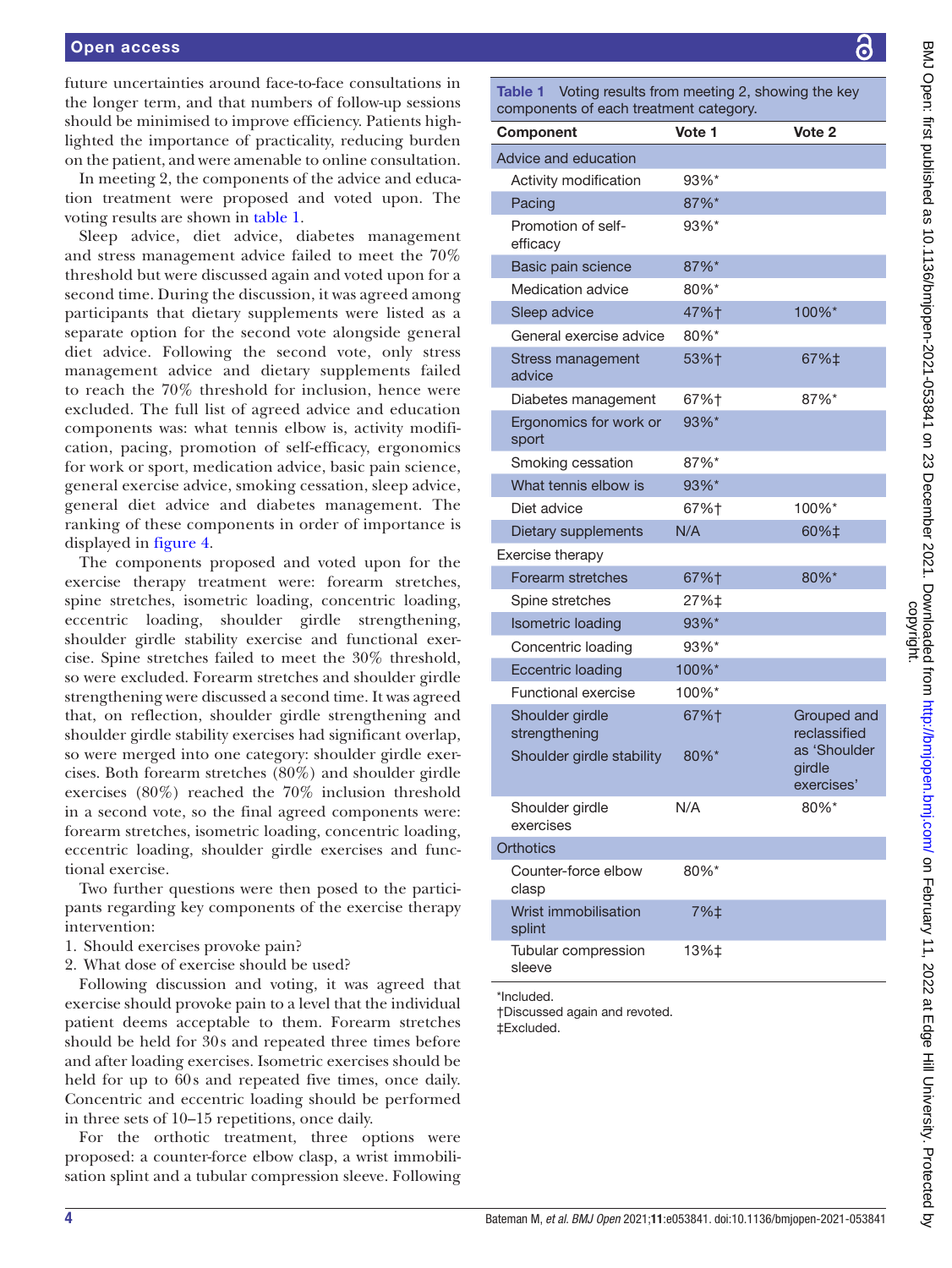future uncertainties around face-to-face consultations in the longer term, and that numbers of follow-up sessions should be minimised to improve efficiency. Patients highlighted the importance of practicality, reducing burden on the patient, and were amenable to online consultation.

In meeting 2, the components of the advice and education treatment were proposed and voted upon. The voting results are shown in table 1.

Sleep advice, diet advice, diabetes management and stress management advice failed to meet the 70% threshold but were discussed again and voted upon for a second time. During the discussion, it was agreed among participants that dietary supplements were listed as a separate option for the second vote alongside general diet advice. Following the second vote, only stress management advice and dietary supplements failed to reach the 70% threshold for inclusion, hence were excluded. The full list of agreed advice and education components was: what tennis elbow is, activity modification, pacing, promotion of self-efficacy, ergonomics for work or sport, medication advice, basic pain science, general exercise advice, smoking cessation, sleep advice, general diet advice and diabetes management. The ranking of these components in order of importance is displayed in figure 4.

The components proposed and voted upon for the exercise therapy treatment were: forearm stretches, spine stretches, isometric loading, concentric loading, eccentric loading, shoulder girdle strengthening, shoulder girdle stability exercise and functional exercise. Spine stretches failed to meet the 30% threshold, so were excluded. Forearm stretches and shoulder girdle strengthening were discussed a second time. It was agreed that, on reflection, shoulder girdle strengthening and shoulder girdle stability exercises had significant overlap, so were merged into one category: shoulder girdle exercises. Both forearm stretches (80%) and shoulder girdle exercises (80%) reached the 70% inclusion threshold in a second vote, so the final agreed components were: forearm stretches, isometric loading, concentric loading, eccentric loading, shoulder girdle exercises and functional exercise.

Two further questions were then posed to the participants regarding key components of the exercise therapy intervention:

1. Should exercises provoke pain?
2. What dose of exercise should be used?

Following discussion and voting, it was agreed that exercise should provoke pain to a level that the individual patient deems acceptable to them. Forearm stretches should be held for 30s and repeated three times before and after loading exercises. Isometric exercises should be held for up to 60s and repeated five times, once daily. Concentric and eccentric loading should be performed in three sets of 10–15 repetitions, once daily.

For the orthotic treatment, three options were proposed: a counter-force elbow clasp, a wrist immobilisation splint and a tubular compression sleeve. Following

**Table 1** Voting results from meeting 2, showing the key components of each treatment category.

| Component | Vote 1 | Vote 2 |
|---|---|---|
| **Advice and education** | | |
| Activity modification | 93%* | |
| Pacing | 87%* | |
| Promotion of self-efficacy | 93%* | |
| Basic pain science | 87%* | |
| Medication advice | 80%* | |
| Sleep advice | 47%† | 100%* |
| General exercise advice | 80%* | |
| Stress management advice | 53%† | 67%‡ |
| Diabetes management | 67%† | 87%* |
| Ergonomics for work or sport | 93%* | |
| Smoking cessation | 87%* | |
| What tennis elbow is | 93%* | |
| Diet advice | 67%† | 100%* |
| Dietary supplements | N/A | 60%‡ |
| **Exercise therapy** | | |
| Forearm stretches | 67%† | 80%* |
| Spine stretches | 27%‡ | |
| Isometric loading | 93%* | |
| Concentric loading | 93%* | |
| Eccentric loading | 100%* | |
| Functional exercise | 100%* | |
| Shoulder girdle strengthening | 67%† | Grouped and reclassified as 'Shoulder girdle exercises' |
| Shoulder girdle stability | 80%* | |
| Shoulder girdle exercises | N/A | 80%* |
| **Orthotics** | | |
| Counter-force elbow clasp | 80%* | |
| Wrist immobilisation splint | 7%‡ | |
| Tubular compression sleeve | 13%‡ | |

*Included.
†Discussed again and revoted.
‡Excluded.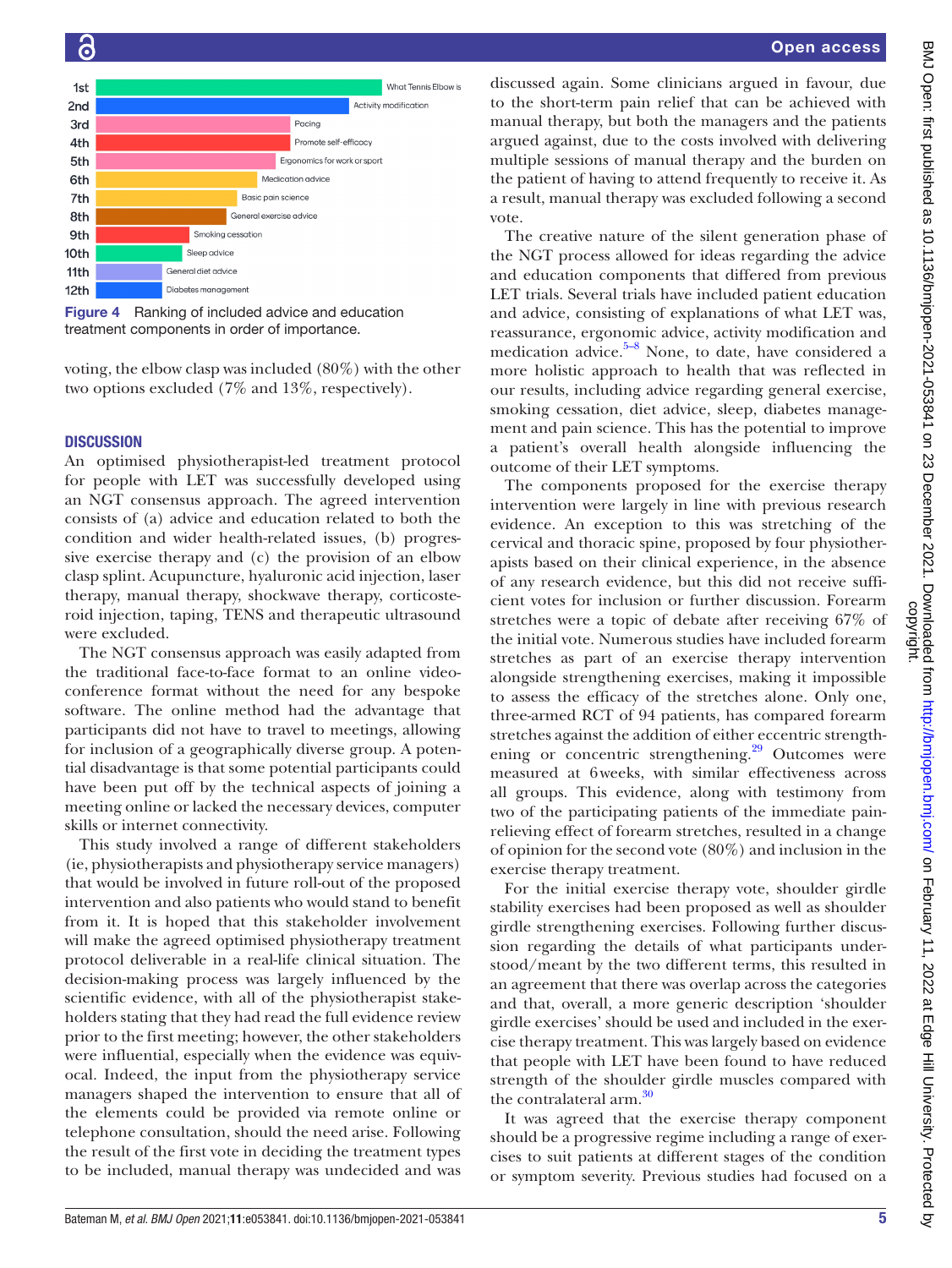| Rank | Component |
|---|---|
| 1st | What Tennis Elbow is |
| 2nd | Activity modification |
| 3rd | Pacing |
| 4th | Promote self-efficacy |
| 5th | Ergonomics for work or sport |
| 6th | Medication advice |
| 7th | Basic pain science |
| 8th | General exercise advice |
| 9th | Smoking cessation |
| 10th | Sleep advice |
| 11th | General diet advice |
| 12th | Diabetes management |

**Figure 4** Ranking of included advice and education treatment components in order of importance.

voting, the elbow clasp was included (80%) with the other two options excluded (7% and 13%, respectively).

## DISCUSSION

An optimised physiotherapist-led treatment protocol for people with LET was successfully developed using an NGT consensus approach. The agreed intervention consists of (a) advice and education related to both the condition and wider health-related issues, (b) progressive exercise therapy and (c) the provision of an elbow clasp splint. Acupuncture, hyaluronic acid injection, laser therapy, manual therapy, shockwave therapy, corticosteroid injection, taping, TENS and therapeutic ultrasound were excluded.

The NGT consensus approach was easily adapted from the traditional face-to-face format to an online videoconference format without the need for any bespoke software. The online method had the advantage that participants did not have to travel to meetings, allowing for inclusion of a geographically diverse group. A potential disadvantage is that some potential participants could have been put off by the technical aspects of joining a meeting online or lacked the necessary devices, computer skills or internet connectivity.

This study involved a range of different stakeholders (ie, physiotherapists and physiotherapy service managers) that would be involved in future roll-out of the proposed intervention and also patients who would stand to benefit from it. It is hoped that this stakeholder involvement will make the agreed optimised physiotherapy treatment protocol deliverable in a real-life clinical situation. The decision-making process was largely influenced by the scientific evidence, with all of the physiotherapist stakeholders stating that they had read the full evidence review prior to the first meeting; however, the other stakeholders were influential, especially when the evidence was equivocal. Indeed, the input from the physiotherapy service managers shaped the intervention to ensure that all of the elements could be provided via remote online or telephone consultation, should the need arise. Following the result of the first vote in deciding the treatment types to be included, manual therapy was undecided and was discussed again. Some clinicians argued in favour, due to the short-term pain relief that can be achieved with manual therapy, but both the managers and the patients argued against, due to the costs involved with delivering multiple sessions of manual therapy and the burden on the patient of having to attend frequently to receive it. As a result, manual therapy was excluded following a second vote.

The creative nature of the silent generation phase of the NGT process allowed for ideas regarding the advice and education components that differed from previous LET trials. Several trials have included patient education and advice, consisting of explanations of what LET was, reassurance, ergonomic advice, activity modification and medication advice.[5–8] None, to date, have considered a more holistic approach to health that was reflected in our results, including advice regarding general exercise, smoking cessation, diet advice, sleep, diabetes management and pain science. This has the potential to improve a patient's overall health alongside influencing the outcome of their LET symptoms.

The components proposed for the exercise therapy intervention were largely in line with previous research evidence. An exception to this was stretching of the cervical and thoracic spine, proposed by four physiotherapists based on their clinical experience, in the absence of any research evidence, but this did not receive sufficient votes for inclusion or further discussion. Forearm stretches were a topic of debate after receiving 67% of the initial vote. Numerous studies have included forearm stretches as part of an exercise therapy intervention alongside strengthening exercises, making it impossible to assess the efficacy of the stretches alone. Only one, three-armed RCT of 94 patients, has compared forearm stretches against the addition of either eccentric strengthening or concentric strengthening.[29] Outcomes were measured at 6 weeks, with similar effectiveness across all groups. This evidence, along with testimony from two of the participating patients of the immediate pain-relieving effect of forearm stretches, resulted in a change of opinion for the second vote (80%) and inclusion in the exercise therapy treatment.

For the initial exercise therapy vote, shoulder girdle stability exercises had been proposed as well as shoulder girdle strengthening exercises. Following further discussion regarding the details of what participants understood/meant by the two different terms, this resulted in an agreement that there was overlap across the categories and that, overall, a more generic description 'shoulder girdle exercises' should be used and included in the exercise therapy treatment. This was largely based on evidence that people with LET have been found to have reduced strength of the shoulder girdle muscles compared with the contralateral arm.[30]

It was agreed that the exercise therapy component should be a progressive regime including a range of exercises to suit patients at different stages of the condition or symptom severity. Previous studies had focused on a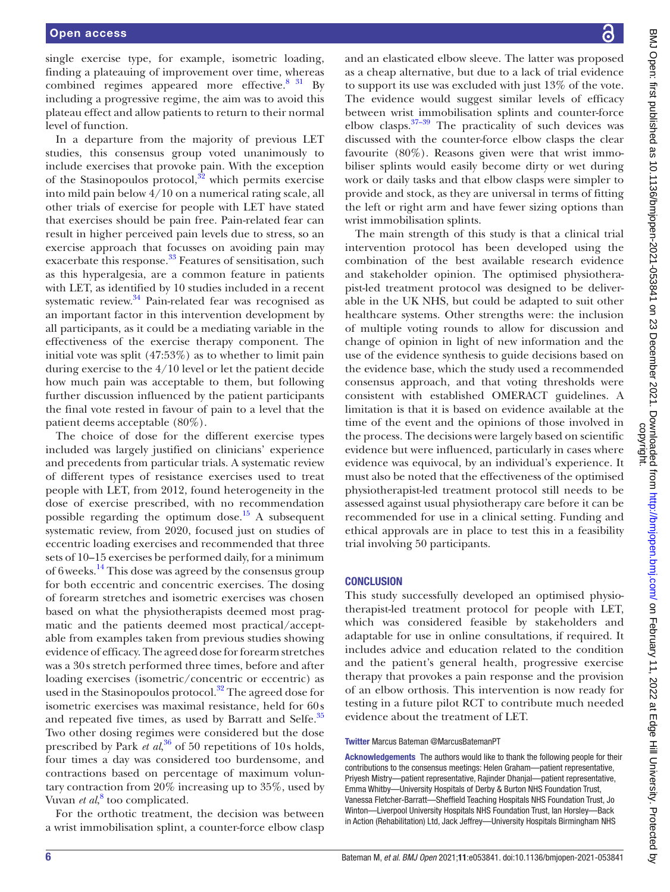single exercise type, for example, isometric loading, finding a plateauing of improvement over time, whereas combined regimes appeared more effective.[8 31] By including a progressive regime, the aim was to avoid this plateau effect and allow patients to return to their normal level of function.

In a departure from the majority of previous LET studies, this consensus group voted unanimously to include exercises that provoke pain. With the exception of the Stasinopoulos protocol,[32] which permits exercise into mild pain below 4/10 on a numerical rating scale, all other trials of exercise for people with LET have stated that exercises should be pain free. Pain-related fear can result in higher perceived pain levels due to stress, so an exercise approach that focusses on avoiding pain may exacerbate this response.[33] Features of sensitisation, such as this hyperalgesia, are a common feature in patients with LET, as identified by 10 studies included in a recent systematic review.[34] Pain-related fear was recognised as an important factor in this intervention development by all participants, as it could be a mediating variable in the effectiveness of the exercise therapy component. The initial vote was split (47:53%) as to whether to limit pain during exercise to the 4/10 level or let the patient decide how much pain was acceptable to them, but following further discussion influenced by the patient participants the final vote rested in favour of pain to a level that the patient deems acceptable (80%).

The choice of dose for the different exercise types included was largely justified on clinicians' experience and precedents from particular trials. A systematic review of different types of resistance exercises used to treat people with LET, from 2012, found heterogeneity in the dose of exercise prescribed, with no recommendation possible regarding the optimum dose.[15] A subsequent systematic review, from 2020, focused just on studies of eccentric loading exercises and recommended that three sets of 10–15 exercises be performed daily, for a minimum of 6weeks.[14] This dose was agreed by the consensus group for both eccentric and concentric exercises. The dosing of forearm stretches and isometric exercises was chosen based on what the physiotherapists deemed most pragmatic and the patients deemed most practical/acceptable from examples taken from previous studies showing evidence of efficacy. The agreed dose for forearm stretches was a 30s stretch performed three times, before and after loading exercises (isometric/concentric or eccentric) as used in the Stasinopoulos protocol.[32] The agreed dose for isometric exercises was maximal resistance, held for 60s and repeated five times, as used by Barratt and Selfe.[35] Two other dosing regimes were considered but the dose prescribed by Park *et al*,[36] of 50 repetitions of 10s holds, four times a day was considered too burdensome, and contractions based on percentage of maximum voluntary contraction from 20% increasing up to 35%, used by Vuvan *et al*,[8] too complicated.

For the orthotic treatment, the decision was between a wrist immobilisation splint, a counter-force elbow clasp and an elasticated elbow sleeve. The latter was proposed as a cheap alternative, but due to a lack of trial evidence to support its use was excluded with just 13% of the vote. The evidence would suggest similar levels of efficacy between wrist immobilisation splints and counter-force elbow clasps.[37–39] The practicality of such devices was discussed with the counter-force elbow clasps the clear favourite (80%). Reasons given were that wrist immobiliser splints would easily become dirty or wet during work or daily tasks and that elbow clasps were simpler to provide and stock, as they are universal in terms of fitting the left or right arm and have fewer sizing options than wrist immobilisation splints.

The main strength of this study is that a clinical trial intervention protocol has been developed using the combination of the best available research evidence and stakeholder opinion. The optimised physiotherapist-led treatment protocol was designed to be deliverable in the UK NHS, but could be adapted to suit other healthcare systems. Other strengths were: the inclusion of multiple voting rounds to allow for discussion and change of opinion in light of new information and the use of the evidence synthesis to guide decisions based on the evidence base, which the study used a recommended consensus approach, and that voting thresholds were consistent with established OMERACT guidelines. A limitation is that it is based on evidence available at the time of the event and the opinions of those involved in the process. The decisions were largely based on scientific evidence but were influenced, particularly in cases where evidence was equivocal, by an individual's experience. It must also be noted that the effectiveness of the optimised physiotherapist-led treatment protocol still needs to be assessed against usual physiotherapy care before it can be recommended for use in a clinical setting. Funding and ethical approvals are in place to test this in a feasibility trial involving 50 participants.

## CONCLUSION

This study successfully developed an optimised physiotherapist-led treatment protocol for people with LET, which was considered feasible by stakeholders and adaptable for use in online consultations, if required. It includes advice and education related to the condition and the patient's general health, progressive exercise therapy that provokes a pain response and the provision of an elbow orthosis. This intervention is now ready for testing in a future pilot RCT to contribute much needed evidence about the treatment of LET.

**Twitter** Marcus Bateman @MarcusBatemanPT

**Acknowledgements** The authors would like to thank the following people for their contributions to the consensus meetings: Helen Graham—patient representative, Priyesh Mistry—patient representative, Rajinder Dhanjal—patient representative, Emma Whitby—University Hospitals of Derby & Burton NHS Foundation Trust, Vanessa Fletcher-Barratt—Sheffield Teaching Hospitals NHS Foundation Trust, Jo Winton—Liverpool University Hospitals NHS Foundation Trust, Ian Horsley—Back in Action (Rehabilitation) Ltd, Jack Jeffrey—University Hospitals Birmingham NHS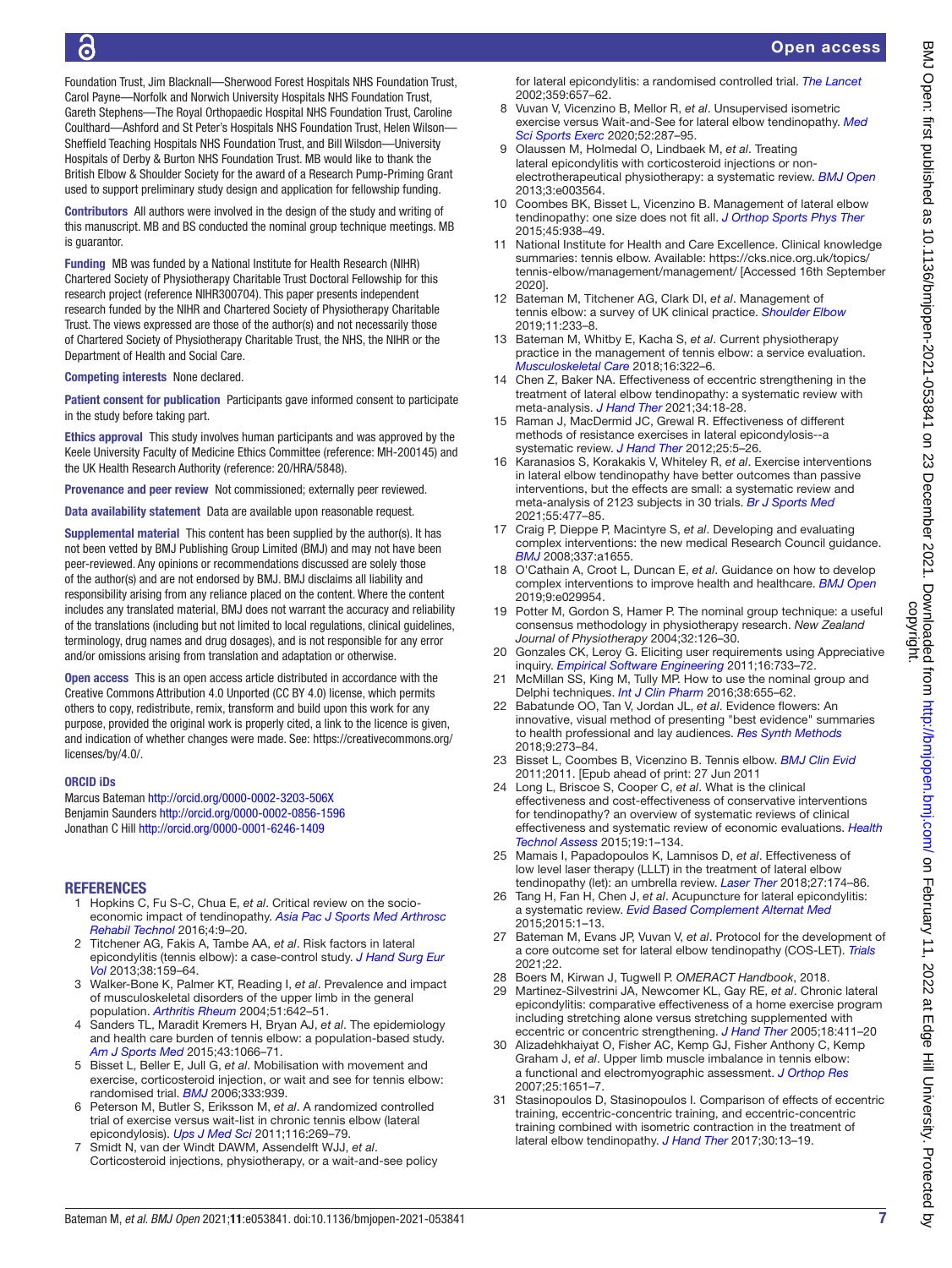Foundation Trust, Jim Blacknall—Sherwood Forest Hospitals NHS Foundation Trust, Carol Payne—Norfolk and Norwich University Hospitals NHS Foundation Trust, Gareth Stephens—The Royal Orthopaedic Hospital NHS Foundation Trust, Caroline Coulthard—Ashford and St Peter's Hospitals NHS Foundation Trust, Helen Wilson—Sheffield Teaching Hospitals NHS Foundation Trust, and Bill Wilsdon—University Hospitals of Derby & Burton NHS Foundation Trust. MB would like to thank the British Elbow & Shoulder Society for the award of a Research Pump-Priming Grant used to support preliminary study design and application for fellowship funding.

**Contributors** All authors were involved in the design of the study and writing of this manuscript. MB and BS conducted the nominal group technique meetings. MB is guarantor.

**Funding** MB was funded by a National Institute for Health Research (NIHR) Chartered Society of Physiotherapy Charitable Trust Doctoral Fellowship for this research project (reference NIHR300704). This paper presents independent research funded by the NIHR and Chartered Society of Physiotherapy Charitable Trust. The views expressed are those of the author(s) and not necessarily those of Chartered Society of Physiotherapy Charitable Trust, the NHS, the NIHR or the Department of Health and Social Care.

**Competing interests** None declared.

**Patient consent for publication** Participants gave informed consent to participate in the study before taking part.

**Ethics approval** This study involves human participants and was approved by the Keele University Faculty of Medicine Ethics Committee (reference: MH-200145) and the UK Health Research Authority (reference: 20/HRA/5848).

**Provenance and peer review** Not commissioned; externally peer reviewed.

**Data availability statement** Data are available upon reasonable request.

**Supplemental material** This content has been supplied by the author(s). It has not been vetted by BMJ Publishing Group Limited (BMJ) and may not have been peer-reviewed. Any opinions or recommendations discussed are solely those of the author(s) and are not endorsed by BMJ. BMJ disclaims all liability and responsibility arising from any reliance placed on the content. Where the content includes any translated material, BMJ does not warrant the accuracy and reliability of the translations (including but not limited to local regulations, clinical guidelines, terminology, drug names and drug dosages), and is not responsible for any error and/or omissions arising from translation and adaptation or otherwise.

**Open access** This is an open access article distributed in accordance with the Creative Commons Attribution 4.0 Unported (CC BY 4.0) license, which permits others to copy, redistribute, remix, transform and build upon this work for any purpose, provided the original work is properly cited, a link to the licence is given, and indication of whether changes were made. See: https://creativecommons.org/licenses/by/4.0/.

### ORCID iDs

Marcus Bateman http://orcid.org/0000-0002-3203-506X
Benjamin Saunders http://orcid.org/0000-0002-0856-1596
Jonathan C Hill http://orcid.org/0000-0001-6246-1409

## REFERENCES

1. Hopkins C, Fu S-C, Chua E, *et al*. Critical review on the socio-economic impact of tendinopathy. *Asia Pac J Sports Med Arthrosc Rehabil Technol* 2016;4:9–20.
2. Titchener AG, Fakis A, Tambe AA, *et al*. Risk factors in lateral epicondylitis (tennis elbow): a case-control study. *J Hand Surg Eur Vol* 2013;38:159–64.
3. Walker-Bone K, Palmer KT, Reading I, *et al*. Prevalence and impact of musculoskeletal disorders of the upper limb in the general population. *Arthritis Rheum* 2004;51:642–51.
4. Sanders TL, Maradit Kremers H, Bryan AJ, *et al*. The epidemiology and health care burden of tennis elbow: a population-based study. *Am J Sports Med* 2015;43:1066–71.
5. Bisset L, Beller E, Jull G, *et al*. Mobilisation with movement and exercise, corticosteroid injection, or wait and see for tennis elbow: randomised trial. *BMJ* 2006;333:939.
6. Peterson M, Butler S, Eriksson M, *et al*. A randomized controlled trial of exercise versus wait-list in chronic tennis elbow (lateral epicondylosis). *Ups J Med Sci* 2011;116:269–79.
7. Smidt N, van der Windt DAWM, Assendelft WJJ, *et al*. Corticosteroid injections, physiotherapy, or a wait-and-see policy for lateral epicondylitis: a randomised controlled trial. *The Lancet* 2002;359:657–62.
8. Vuvan V, Vicenzino B, Mellor R, *et al*. Unsupervised isometric exercise versus Wait-and-See for lateral elbow tendinopathy. *Med Sci Sports Exerc* 2020;52:287–95.
9. Olaussen M, Holmedal O, Lindbaek M, *et al*. Treating lateral epicondylitis with corticosteroid injections or non-electrotherapeutical physiotherapy: a systematic review. *BMJ Open* 2013;3:e003564.
10. Coombes BK, Bisset L, Vicenzino B. Management of lateral elbow tendinopathy: one size does not fit all. *J Orthop Sports Phys Ther* 2015;45:938–49.
11. National Institute for Health and Care Excellence. Clinical knowledge summaries: tennis elbow. Available: https://cks.nice.org.uk/topics/tennis-elbow/management/management/ [Accessed 16th September 2020].
12. Bateman M, Titchener AG, Clark DI, *et al*. Management of tennis elbow: a survey of UK clinical practice. *Shoulder Elbow* 2019;11:233–8.
13. Bateman M, Whitby E, Kacha S, *et al*. Current physiotherapy practice in the management of tennis elbow: a service evaluation. *Musculoskeletal Care* 2018;16:322–6.
14. Chen Z, Baker NA. Effectiveness of eccentric strengthening in the treatment of lateral elbow tendinopathy: a systematic review with meta-analysis. *J Hand Ther* 2021;34:18–28.
15. Raman J, MacDermid JC, Grewal R. Effectiveness of different methods of resistance exercises in lateral epicondylosis--a systematic review. *J Hand Ther* 2012;25:5–26.
16. Karanasios S, Korakakis V, Whiteley R, *et al*. Exercise interventions in lateral elbow tendinopathy have better outcomes than passive interventions, but the effects are small: a systematic review and meta-analysis of 2123 subjects in 30 trials. *Br J Sports Med* 2021;55:477–85.
17. Craig P, Dieppe P, Macintyre S, *et al*. Developing and evaluating complex interventions: the new medical Research Council guidance. *BMJ* 2008;337:a1655.
18. O'Cathain A, Croot L, Duncan E, *et al*. Guidance on how to develop complex interventions to improve health and healthcare. *BMJ Open* 2019;9:e029954.
19. Potter M, Gordon S, Hamer P. The nominal group technique: a useful consensus methodology in physiotherapy research. *New Zealand Journal of Physiotherapy* 2004;32:126–30.
20. Gonzales CK, Leroy G. Eliciting user requirements using Appreciative inquiry. *Empirical Software Engineering* 2011;16:733–72.
21. McMillan SS, King M, Tully MP. How to use the nominal group and Delphi techniques. *Int J Clin Pharm* 2016;38:655–62.
22. Babatunde OO, Tan V, Jordan JL, *et al*. Evidence flowers: An innovative, visual method of presenting "best evidence" summaries to health professional and lay audiences. *Res Synth Methods* 2018;9:273–84.
23. Bisset L, Coombes B, Vicenzino B. Tennis elbow. *BMJ Clin Evid* 2011;2011. [Epub ahead of print: 27 Jun 2011
24. Long L, Briscoe S, Cooper C, *et al*. What is the clinical effectiveness and cost-effectiveness of conservative interventions for tendinopathy? an overview of systematic reviews of clinical effectiveness and systematic review of economic evaluations. *Health Technol Assess* 2015;19:1–134.
25. Mamais I, Papadopoulos K, Lamnisos D, *et al*. Effectiveness of low level laser therapy (LLLT) in the treatment of lateral elbow tendinopathy (let): an umbrella review. *Laser Ther* 2018;27:174–86.
26. Tang H, Fan H, Chen J, *et al*. Acupuncture for lateral epicondylitis: a systematic review. *Evid Based Complement Alternat Med* 2015;2015:1–13.
27. Bateman M, Evans JP, Vuvan V, *et al*. Protocol for the development of a core outcome set for lateral elbow tendinopathy (COS-LET). *Trials* 2021;22.
28. Boers M, Kirwan J, Tugwell P. *OMERACT Handbook*, 2018.
29. Martinez-Silvestrini JA, Newcomer KL, Gay RE, *et al*. Chronic lateral epicondylitis: comparative effectiveness of a home exercise program including stretching alone versus stretching supplemented with eccentric or concentric strengthening. *J Hand Ther* 2005;18:411–20
30. Alizadehkhaiyat O, Fisher AC, Kemp GJ, Fisher Anthony C, Kemp Graham J, *et al*. Upper limb muscle imbalance in tennis elbow: a functional and electromyographic assessment. *J Orthop Res* 2007;25:1651–7.
31. Stasinopoulos D, Stasinopoulos I. Comparison of effects of eccentric training, eccentric-concentric training, and eccentric-concentric training combined with isometric contraction in the treatment of lateral elbow tendinopathy. *J Hand Ther* 2017;30:13–19.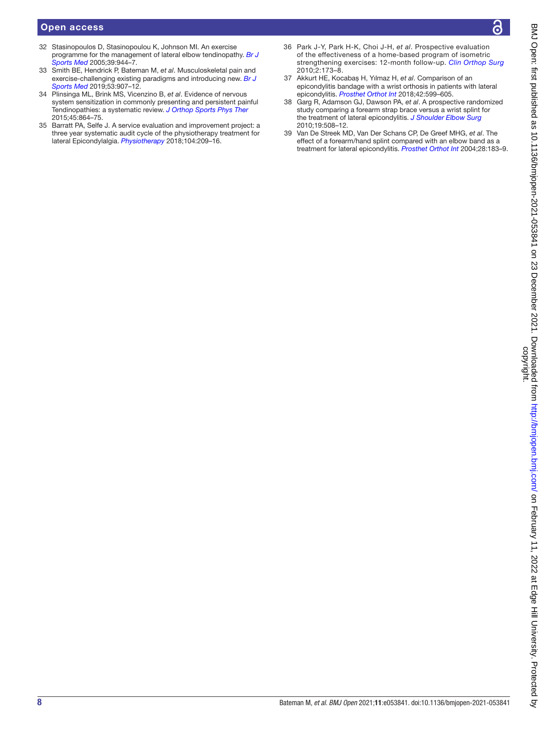32 Stasinopoulos D, Stasinopoulou K, Johnson MI. An exercise programme for the management of lateral elbow tendinopathy. *Br J Sports Med* 2005;39:944–7.

33 Smith BE, Hendrick P, Bateman M, *et al*. Musculoskeletal pain and exercise-challenging existing paradigms and introducing new. *Br J Sports Med* 2019;53:907–12.

34 Plinsinga ML, Brink MS, Vicenzino B, *et al*. Evidence of nervous system sensitization in commonly presenting and persistent painful Tendinopathies: a systematic review. *J Orthop Sports Phys Ther* 2015;45:864–75.

35 Barratt PA, Selfe J. A service evaluation and improvement project: a three year systematic audit cycle of the physiotherapy treatment for lateral Epicondylalgia. *Physiotherapy* 2018;104:209–16.

36 Park J-Y, Park H-K, Choi J-H, *et al*. Prospective evaluation of the effectiveness of a home-based program of isometric strengthening exercises: 12-month follow-up. *Clin Orthop Surg* 2010;2:173–8.

37 Akkurt HE, Kocabaş H, Yılmaz H, *et al*. Comparison of an epicondylitis bandage with a wrist orthosis in patients with lateral epicondylitis. *Prosthet Orthot Int* 2018;42:599–605.

38 Garg R, Adamson GJ, Dawson PA, *et al*. A prospective randomized study comparing a forearm strap brace versus a wrist splint for the treatment of lateral epicondylitis. *J Shoulder Elbow Surg* 2010;19:508–12.

39 Van De Streek MD, Van Der Schans CP, De Greef MHG, *et al*. The effect of a forearm/hand splint compared with an elbow band as a treatment for lateral epicondylitis. *Prosthet Orthot Int* 2004;28:183–9.